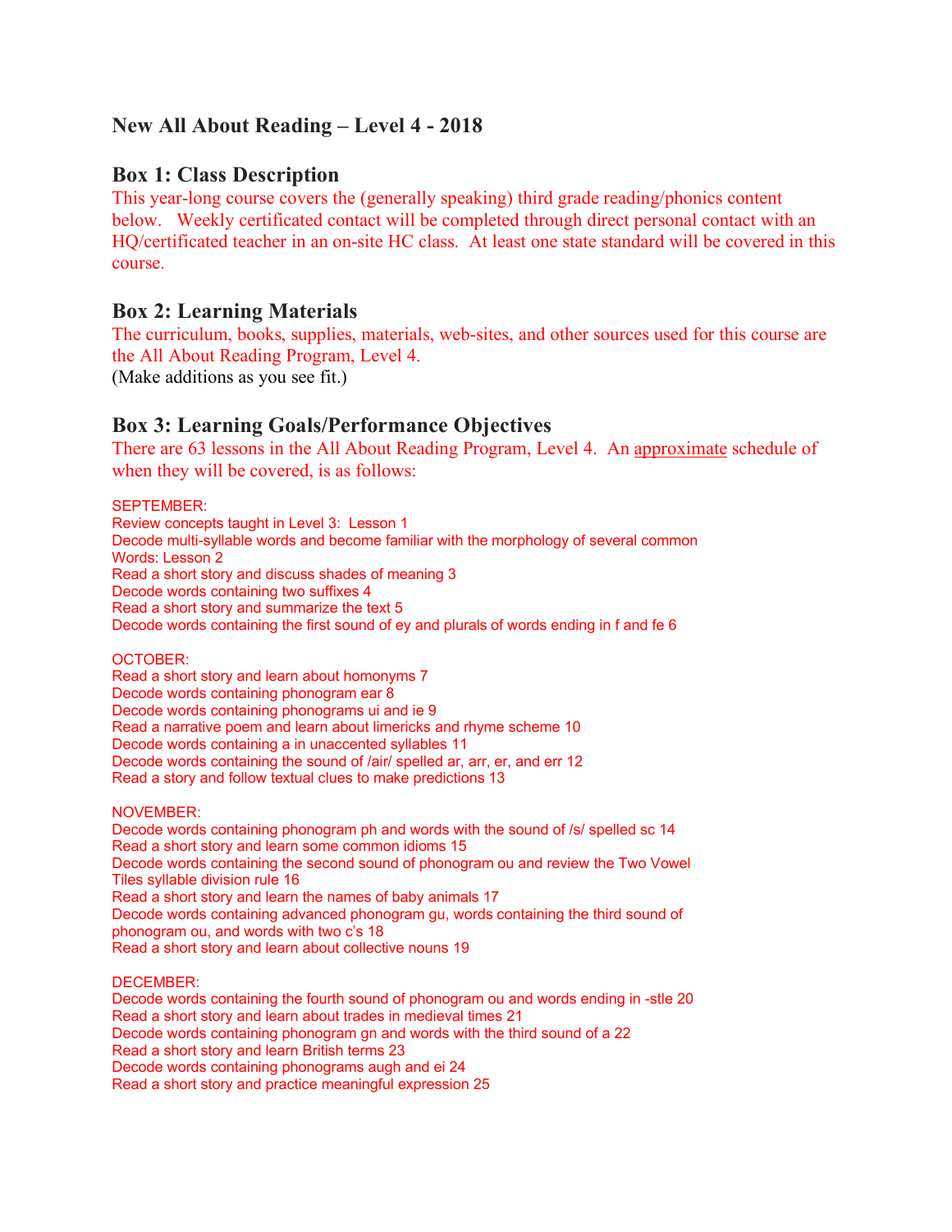# New All About Reading – Level 4 - 2018

## Box 1: Class Description

This year-long course covers the (generally speaking) third grade reading/phonics content below. Weekly certificated contact will be completed through direct personal contact with an HQ/certificated teacher in an on-site HC class. At least one state standard will be covered in this course.

## Box 2: Learning Materials

The curriculum, books, supplies, materials, web-sites, and other sources used for this course are the All About Reading Program, Level 4.
(Make additions as you see fit.)

## Box 3: Learning Goals/Performance Objectives

There are 63 lessons in the All About Reading Program, Level 4. An <u>approximate</u> schedule of when they will be covered, is as follows:

SEPTEMBER:
Review concepts taught in Level 3: Lesson 1
Decode multi-syllable words and become familiar with the morphology of several common Words: Lesson 2
Read a short story and discuss shades of meaning 3
Decode words containing two suffixes 4
Read a short story and summarize the text 5
Decode words containing the first sound of ey and plurals of words ending in f and fe 6

OCTOBER:
Read a short story and learn about homonyms 7
Decode words containing phonogram ear 8
Decode words containing phonograms ui and ie 9
Read a narrative poem and learn about limericks and rhyme scheme 10
Decode words containing a in unaccented syllables 11
Decode words containing the sound of /air/ spelled ar, arr, er, and err 12
Read a story and follow textual clues to make predictions 13

NOVEMBER:
Decode words containing phonogram ph and words with the sound of /s/ spelled sc 14
Read a short story and learn some common idioms 15
Decode words containing the second sound of phonogram ou and review the Two Vowel Tiles syllable division rule 16
Read a short story and learn the names of baby animals 17
Decode words containing advanced phonogram gu, words containing the third sound of phonogram ou, and words with two c's 18
Read a short story and learn about collective nouns 19

DECEMBER:
Decode words containing the fourth sound of phonogram ou and words ending in -stle 20
Read a short story and learn about trades in medieval times 21
Decode words containing phonogram gn and words with the third sound of a 22
Read a short story and learn British terms 23
Decode words containing phonograms augh and ei 24
Read a short story and practice meaningful expression 25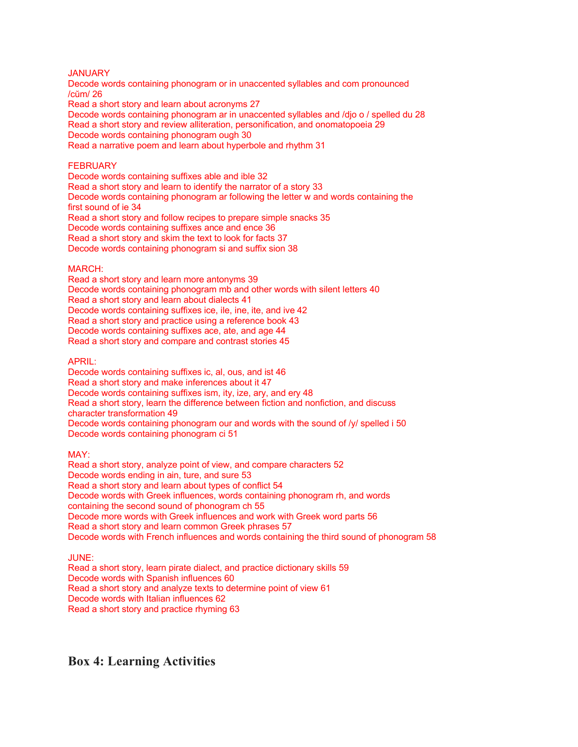JANUARY
Decode words containing phonogram or in unaccented syllables and com pronounced /cŭm/ 26
Read a short story and learn about acronyms 27
Decode words containing phonogram ar in unaccented syllables and /djo o / spelled du 28
Read a short story and review alliteration, personification, and onomatopoeia 29
Decode words containing phonogram ough 30
Read a narrative poem and learn about hyperbole and rhythm 31

FEBRUARY
Decode words containing suffixes able and ible 32
Read a short story and learn to identify the narrator of a story 33
Decode words containing phonogram ar following the letter w and words containing the first sound of ie 34
Read a short story and follow recipes to prepare simple snacks 35
Decode words containing suffixes ance and ence 36
Read a short story and skim the text to look for facts 37
Decode words containing phonogram si and suffix sion 38

MARCH:
Read a short story and learn more antonyms 39
Decode words containing phonogram mb and other words with silent letters 40
Read a short story and learn about dialects 41
Decode words containing suffixes ice, ile, ine, ite, and ive 42
Read a short story and practice using a reference book 43
Decode words containing suffixes ace, ate, and age 44
Read a short story and compare and contrast stories 45

APRIL:
Decode words containing suffixes ic, al, ous, and ist 46
Read a short story and make inferences about it 47
Decode words containing suffixes ism, ity, ize, ary, and ery 48
Read a short story, learn the difference between fiction and nonfiction, and discuss character transformation 49
Decode words containing phonogram our and words with the sound of /y/ spelled i 50
Decode words containing phonogram ci 51

MAY:
Read a short story, analyze point of view, and compare characters 52
Decode words ending in ain, ture, and sure 53
Read a short story and learn about types of conflict 54
Decode words with Greek influences, words containing phonogram rh, and words containing the second sound of phonogram ch 55
Decode more words with Greek influences and work with Greek word parts 56
Read a short story and learn common Greek phrases 57
Decode words with French influences and words containing the third sound of phonogram 58

JUNE:
Read a short story, learn pirate dialect, and practice dictionary skills 59
Decode words with Spanish influences 60
Read a short story and analyze texts to determine point of view 61
Decode words with Italian influences 62
Read a short story and practice rhyming 63

## Box 4: Learning Activities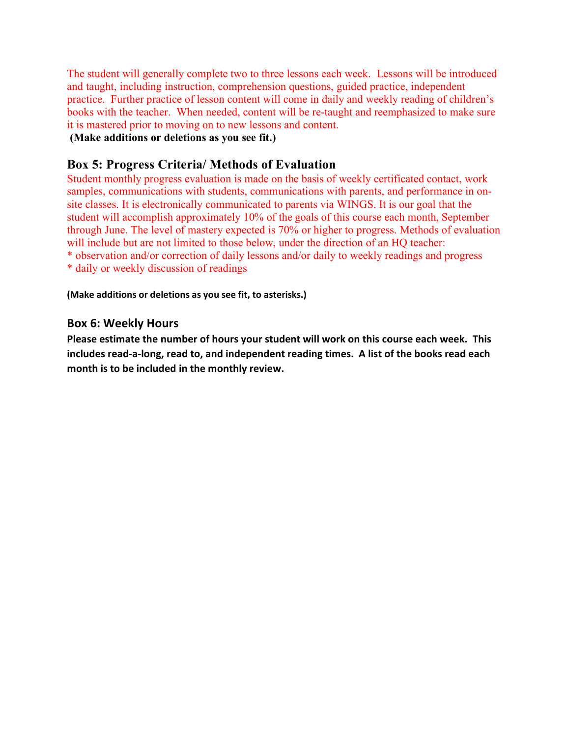The student will generally complete two to three lessons each week. Lessons will be introduced and taught, including instruction, comprehension questions, guided practice, independent practice. Further practice of lesson content will come in daily and weekly reading of children's books with the teacher. When needed, content will be re-taught and reemphasized to make sure it is mastered prior to moving on to new lessons and content.

**(Make additions or deletions as you see fit.)**

## Box 5: Progress Criteria/ Methods of Evaluation

Student monthly progress evaluation is made on the basis of weekly certificated contact, work samples, communications with students, communications with parents, and performance in on-site classes. It is electronically communicated to parents via WINGS. It is our goal that the student will accomplish approximately 10% of the goals of this course each month, September through June. The level of mastery expected is 70% or higher to progress. Methods of evaluation will include but are not limited to those below, under the direction of an HQ teacher:

* observation and/or correction of daily lessons and/or daily to weekly readings and progress
* daily or weekly discussion of readings

**(Make additions or deletions as you see fit, to asterisks.)**

## Box 6: Weekly Hours

**Please estimate the number of hours your student will work on this course each week. This includes read-a-long, read to, and independent reading times. A list of the books read each month is to be included in the monthly review.**